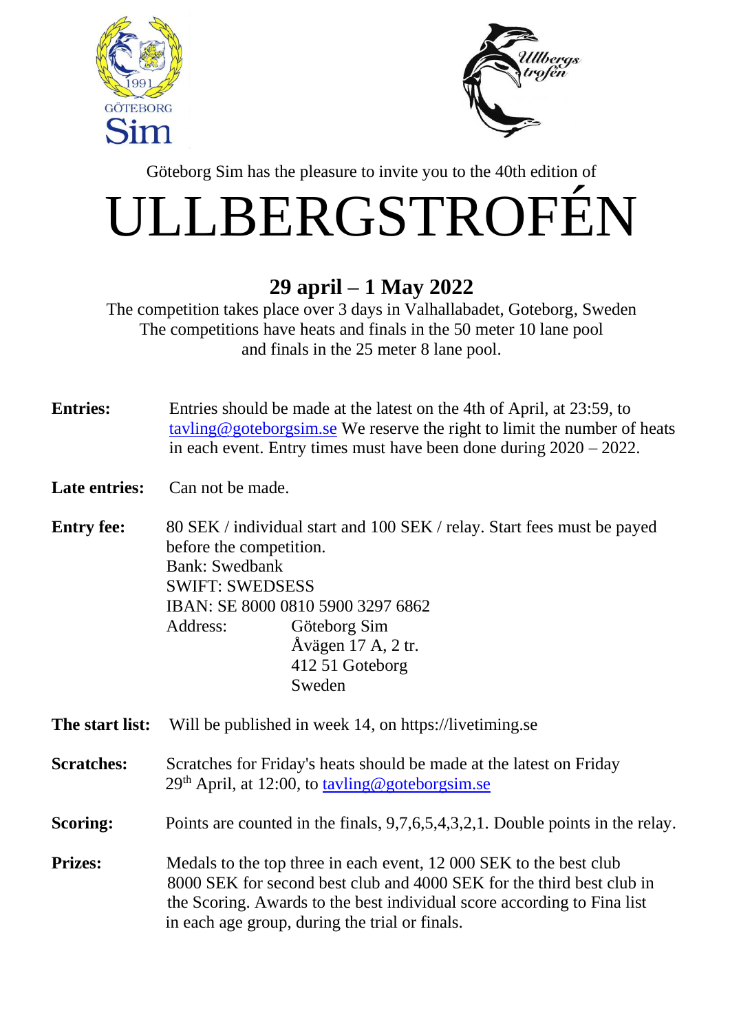Göteborg Sim has the pleasure to invite you to the 40th edition of

# ULLBERGSTROFÉN

## 29 april – 1 May 2022

The competition takes place over 3 days in Valhallabadet, Goteborg, Sweden
The competitions have heats and finals in the 50 meter 10 lane pool
and finals in the 25 meter 8 lane pool.

**Entries:** Entries should be made at the latest on the 4th of April, at 23:59, to tavling@goteborgsim.se We reserve the right to limit the number of heats in each event. Entry times must have been done during 2020 – 2022.

**Late entries:** Can not be made.

**Entry fee:** 80 SEK / individual start and 100 SEK / relay. Start fees must be payed before the competition.
Bank: Swedbank
SWIFT: SWEDSESS
IBAN: SE 8000 0810 5900 3297 6862
Address: Göteborg Sim
Åvägen 17 A, 2 tr.
412 51 Goteborg
Sweden

**The start list:** Will be published in week 14, on https://livetiming.se

**Scratches:** Scratches for Friday's heats should be made at the latest on Friday 29th April, at 12:00, to tavling@goteborgsim.se

**Scoring:** Points are counted in the finals, 9,7,6,5,4,3,2,1. Double points in the relay.

**Prizes:** Medals to the top three in each event, 12 000 SEK to the best club 8000 SEK for second best club and 4000 SEK for the third best club in the Scoring. Awards to the best individual score according to Fina list in each age group, during the trial or finals.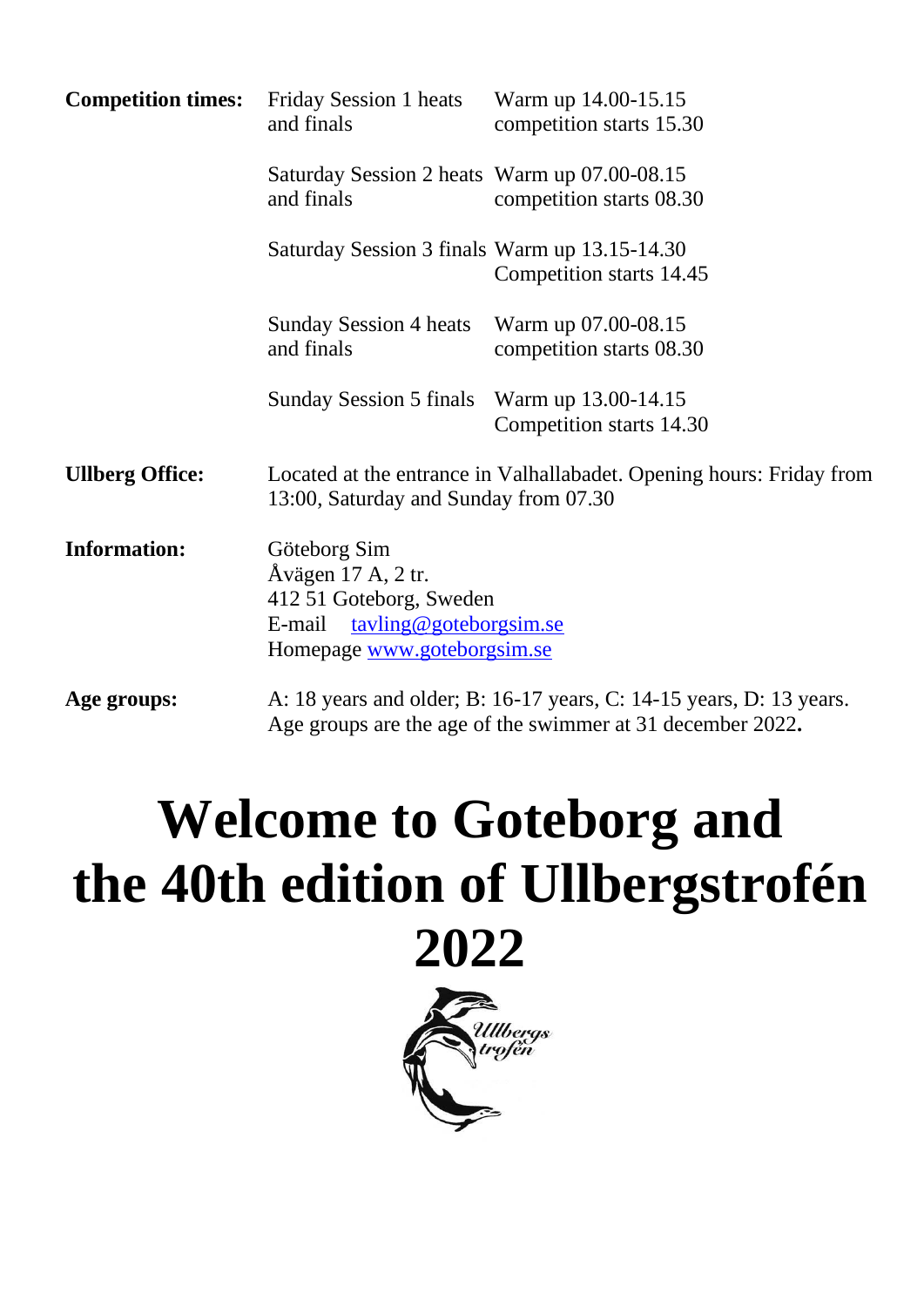| | | |
|---|---|---|
| **Competition times:** | Friday Session 1 heats and finals | Warm up 14.00-15.15 competition starts 15.30 |
| | Saturday Session 2 heats and finals | Warm up 07.00-08.15 competition starts 08.30 |
| | Saturday Session 3 finals | Warm up 13.15-14.30 Competition starts 14.45 |
| | Sunday Session 4 heats and finals | Warm up 07.00-08.15 competition starts 08.30 |
| | Sunday Session 5 finals | Warm up 13.00-14.15 Competition starts 14.30 |

**Ullberg Office:** Located at the entrance in Valhallabadet. Opening hours: Friday from 13:00, Saturday and Sunday from 07.30

**Information:** Göteborg Sim
Åvägen 17 A, 2 tr.
412 51 Goteborg, Sweden
E-mail [tavling@goteborgsim.se](mailto:tavling@goteborgsim.se)
Homepage [www.goteborgsim.se](http://www.goteborgsim.se)

**Age groups:** A: 18 years and older; B: 16-17 years, C: 14-15 years, D: 13 years. Age groups are the age of the swimmer at 31 december 2022**.**

# Welcome to Goteborg and the 40th edition of Ullbergstrofén 2022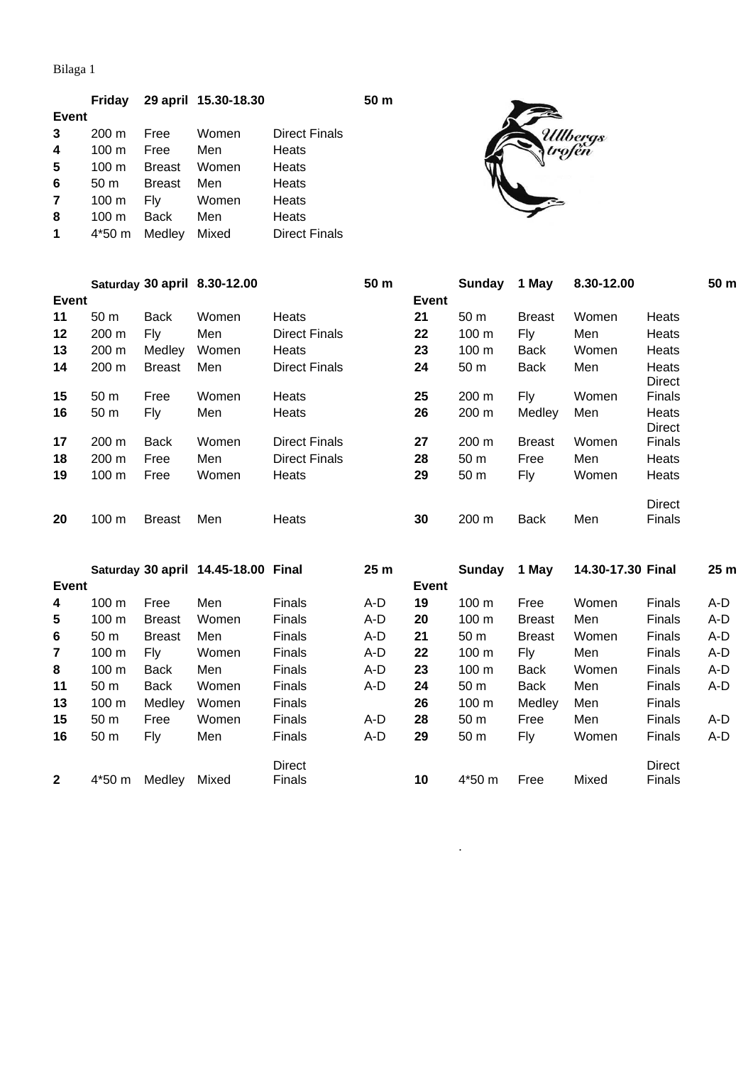Bilaga 1

| Event | Friday | 29 april | 15.30-18.30 | | 50 m |
|---|---|---|---|---|---|
| 3 | 200 m | Free | Women | Direct Finals | |
| 4 | 100 m | Free | Men | Heats | |
| 5 | 100 m | Breast | Women | Heats | |
| 6 | 50 m | Breast | Men | Heats | |
| 7 | 100 m | Fly | Women | Heats | |
| 8 | 100 m | Back | Men | Heats | |
| 1 | 4*50 m | Medley | Mixed | Direct Finals | |

Ullbergs trofén

| Event | Saturday | 30 april | 8.30-12.00 | | 50 m |
|---|---|---|---|---|---|
| 11 | 50 m | Back | Women | Heats | |
| 12 | 200 m | Fly | Men | Direct Finals | |
| 13 | 200 m | Medley | Women | Heats | |
| 14 | 200 m | Breast | Men | Direct Finals | |
| 15 | 50 m | Free | Women | Heats | |
| 16 | 50 m | Fly | Men | Heats | |
| 17 | 200 m | Back | Women | Direct Finals | |
| 18 | 200 m | Free | Men | Direct Finals | |
| 19 | 100 m | Free | Women | Heats | |
| 20 | 100 m | Breast | Men | Heats | |

| Event | Sunday | 1 May | 8.30-12.00 | | 50 m |
|---|---|---|---|---|---|
| 21 | 50 m | Breast | Women | Heats | |
| 22 | 100 m | Fly | Men | Heats | |
| 23 | 100 m | Back | Women | Heats | |
| 24 | 50 m | Back | Men | Heats | |
| 25 | 200 m | Fly | Women | Direct Finals | |
| 26 | 200 m | Medley | Men | Heats | |
| 27 | 200 m | Breast | Women | Direct Finals | |
| 28 | 50 m | Free | Men | Heats | |
| 29 | 50 m | Fly | Women | Heats | |
| 30 | 200 m | Back | Men | Direct Finals | |

| Event | Saturday | 30 april | 14.45-18.00 | Final | 25 m |
|---|---|---|---|---|---|
| 4 | 100 m | Free | Men | Finals | A-D |
| 5 | 100 m | Breast | Women | Finals | A-D |
| 6 | 50 m | Breast | Men | Finals | A-D |
| 7 | 100 m | Fly | Women | Finals | A-D |
| 8 | 100 m | Back | Men | Finals | A-D |
| 11 | 50 m | Back | Women | Finals | A-D |
| 13 | 100 m | Medley | Women | Finals | |
| 15 | 50 m | Free | Women | Finals | A-D |
| 16 | 50 m | Fly | Men | Finals | A-D |
| 2 | 4*50 m | Medley | Mixed | Direct Finals | |

| Event | Sunday | 1 May | 14.30-17.30 | Final | 25 m |
|---|---|---|---|---|---|
| 19 | 100 m | Free | Women | Finals | A-D |
| 20 | 100 m | Breast | Men | Finals | A-D |
| 21 | 50 m | Breast | Women | Finals | A-D |
| 22 | 100 m | Fly | Men | Finals | A-D |
| 23 | 100 m | Back | Women | Finals | A-D |
| 24 | 50 m | Back | Men | Finals | A-D |
| 26 | 100 m | Medley | Men | Finals | |
| 28 | 50 m | Free | Men | Finals | A-D |
| 29 | 50 m | Fly | Women | Finals | A-D |
| 10 | 4*50 m | Free | Mixed | Direct Finals | |